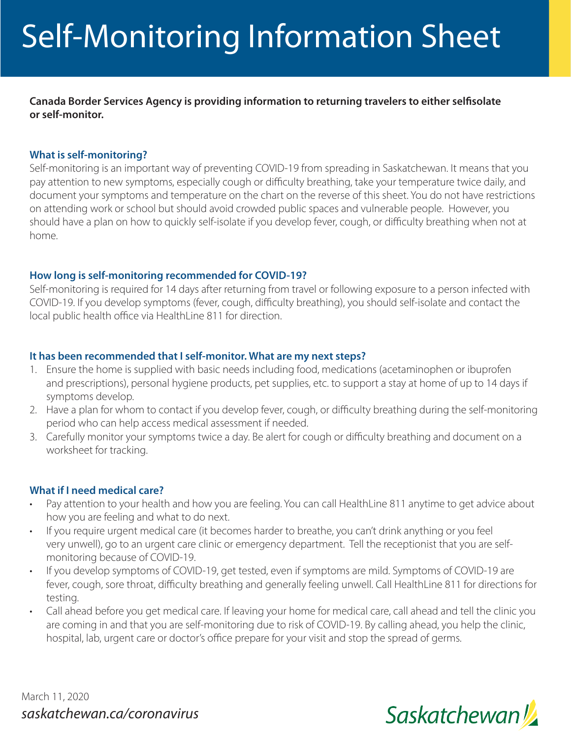# Self-Monitoring Information Sheet

**Canada Border Services Agency is providing information to returning travelers to either selfisolate or self-monitor.**

### What is self-monitoring?

Self-monitoring is an important way of preventing COVID-19 from spreading in Saskatchewan. It means that you pay attention to new symptoms, especially cough or difficulty breathing, take your temperature twice daily, and document your symptoms and temperature on the chart on the reverse of this sheet. You do not have restrictions on attending work or school but should avoid crowded public spaces and vulnerable people. However, you should have a plan on how to quickly self-isolate if you develop fever, cough, or difficulty breathing when not at home.

### How long is self-monitoring recommended for COVID-19?

Self-monitoring is required for 14 days after returning from travel or following exposure to a person infected with COVID-19. If you develop symptoms (fever, cough, difficulty breathing), you should self-isolate and contact the local public health office via HealthLine 811 for direction.

### It has been recommended that I self-monitor. What are my next steps?

1. Ensure the home is supplied with basic needs including food, medications (acetaminophen or ibuprofen and prescriptions), personal hygiene products, pet supplies, etc. to support a stay at home of up to 14 days if symptoms develop.
2. Have a plan for whom to contact if you develop fever, cough, or difficulty breathing during the self-monitoring period who can help access medical assessment if needed.
3. Carefully monitor your symptoms twice a day. Be alert for cough or difficulty breathing and document on a worksheet for tracking.

### What if I need medical care?

- Pay attention to your health and how you are feeling. You can call HealthLine 811 anytime to get advice about how you are feeling and what to do next.
- If you require urgent medical care (it becomes harder to breathe, you can't drink anything or you feel very unwell), go to an urgent care clinic or emergency department. Tell the receptionist that you are self-monitoring because of COVID-19.
- If you develop symptoms of COVID-19, get tested, even if symptoms are mild. Symptoms of COVID-19 are fever, cough, sore throat, difficulty breathing and generally feeling unwell. Call HealthLine 811 for directions for testing.
- Call ahead before you get medical care. If leaving your home for medical care, call ahead and tell the clinic you are coming in and that you are self-monitoring due to risk of COVID-19. By calling ahead, you help the clinic, hospital, lab, urgent care or doctor's office prepare for your visit and stop the spread of germs.

March 11, 2020

*saskatchewan.ca/coronavirus*

Saskatchewan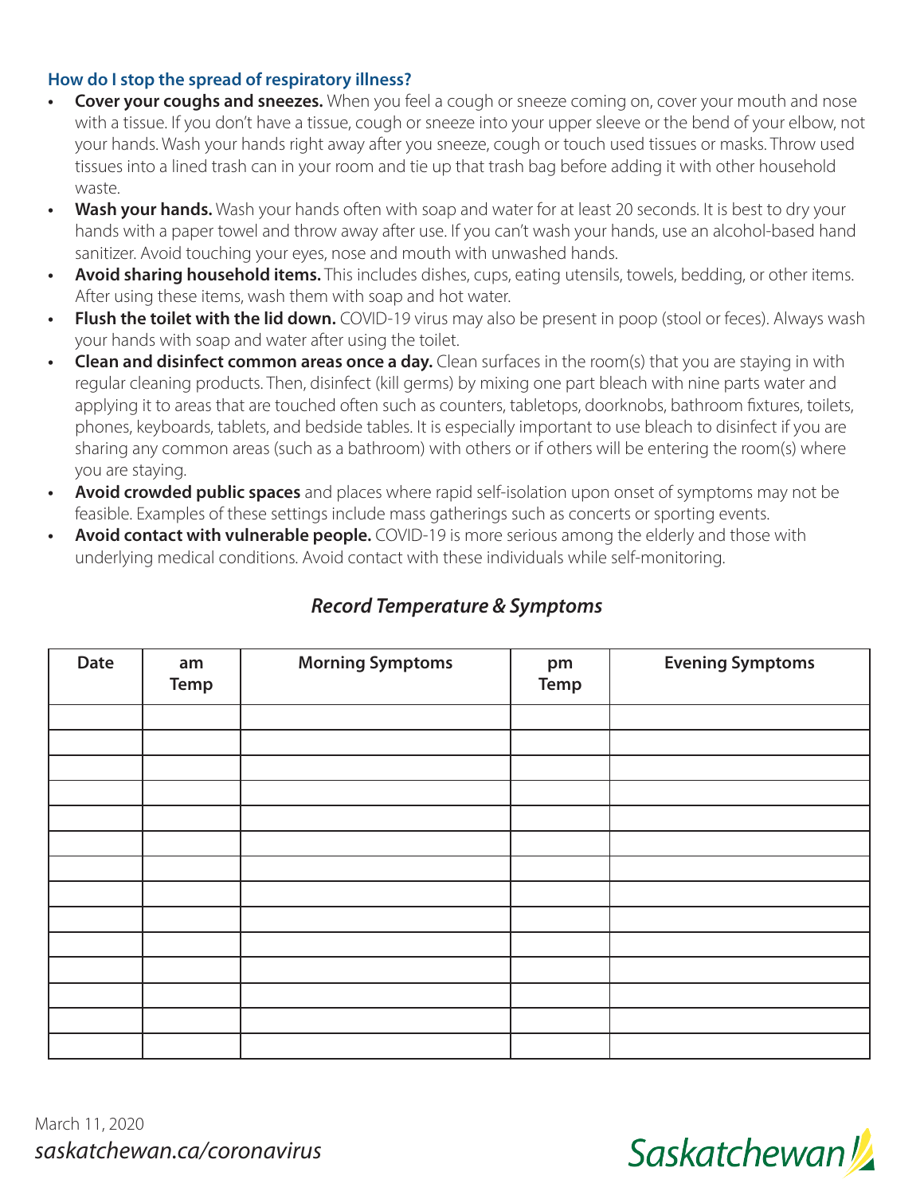### How do I stop the spread of respiratory illness?

- **Cover your coughs and sneezes.** When you feel a cough or sneeze coming on, cover your mouth and nose with a tissue. If you don't have a tissue, cough or sneeze into your upper sleeve or the bend of your elbow, not your hands. Wash your hands right away after you sneeze, cough or touch used tissues or masks. Throw used tissues into a lined trash can in your room and tie up that trash bag before adding it with other household waste.
- **Wash your hands.** Wash your hands often with soap and water for at least 20 seconds. It is best to dry your hands with a paper towel and throw away after use. If you can't wash your hands, use an alcohol-based hand sanitizer. Avoid touching your eyes, nose and mouth with unwashed hands.
- **Avoid sharing household items.** This includes dishes, cups, eating utensils, towels, bedding, or other items. After using these items, wash them with soap and hot water.
- **Flush the toilet with the lid down.** COVID-19 virus may also be present in poop (stool or feces). Always wash your hands with soap and water after using the toilet.
- **Clean and disinfect common areas once a day.** Clean surfaces in the room(s) that you are staying in with regular cleaning products. Then, disinfect (kill germs) by mixing one part bleach with nine parts water and applying it to areas that are touched often such as counters, tabletops, doorknobs, bathroom fixtures, toilets, phones, keyboards, tablets, and bedside tables. It is especially important to use bleach to disinfect if you are sharing any common areas (such as a bathroom) with others or if others will be entering the room(s) where you are staying.
- **Avoid crowded public spaces** and places where rapid self-isolation upon onset of symptoms may not be feasible. Examples of these settings include mass gatherings such as concerts or sporting events.
- **Avoid contact with vulnerable people.** COVID-19 is more serious among the elderly and those with underlying medical conditions. Avoid contact with these individuals while self-monitoring.

## *Record Temperature & Symptoms*

| Date | am Temp | Morning Symptoms | pm Temp | Evening Symptoms |
|---|---|---|---|---|
| | | | | |
| | | | | |
| | | | | |
| | | | | |
| | | | | |
| | | | | |
| | | | | |
| | | | | |
| | | | | |
| | | | | |
| | | | | |
| | | | | |
| | | | | |
| | | | | |

March 11, 2020

*saskatchewan.ca/coronavirus*

Saskatchewan